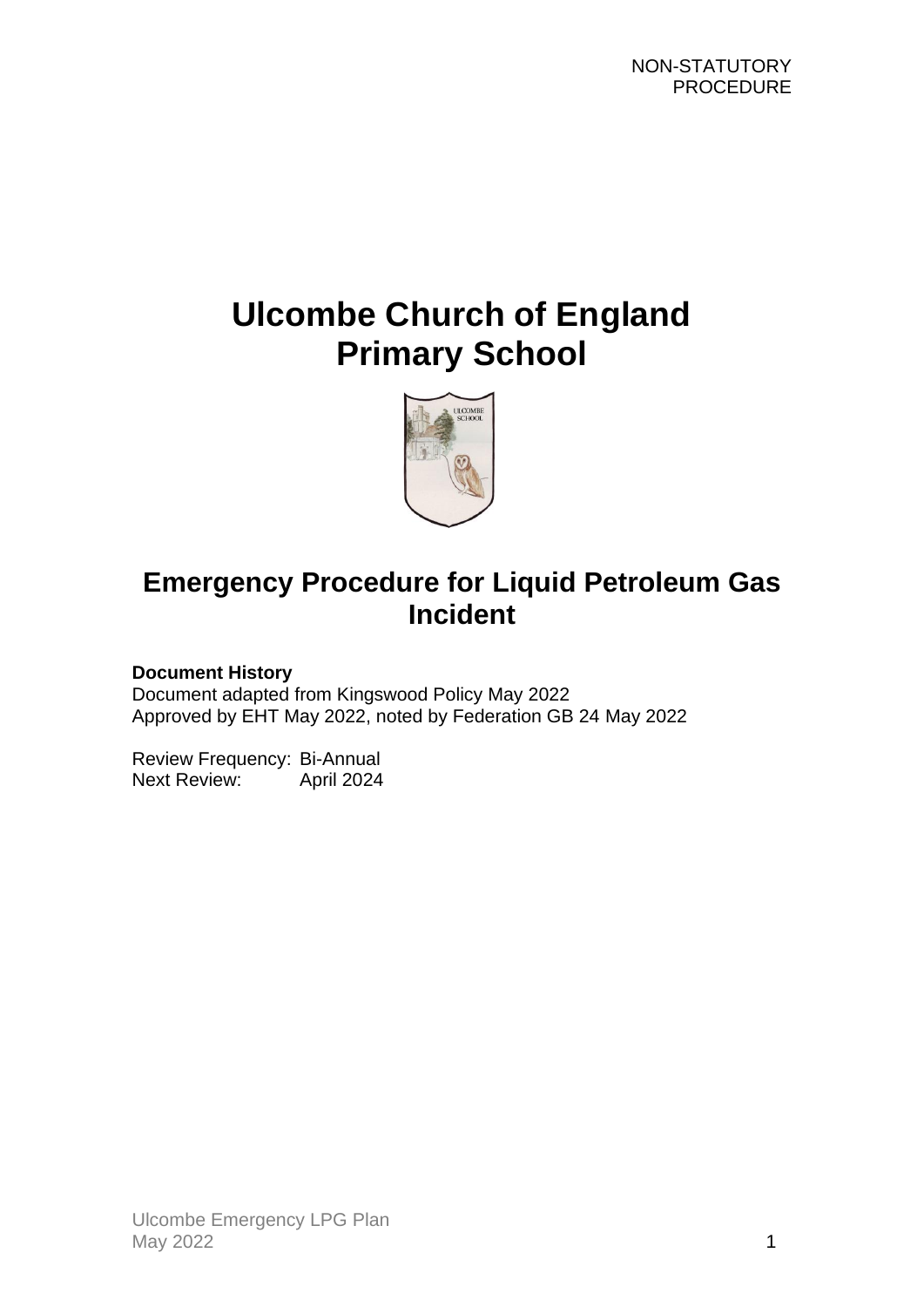NON-STATUTORY PROCEDURE

# Ulcombe Church of England Primary School

## Emergency Procedure for Liquid Petroleum Gas Incident

**Document History**
Document adapted from Kingswood Policy May 2022
Approved by EHT May 2022, noted by Federation GB 24 May 2022

Review Frequency: Bi-Annual
Next Review: April 2024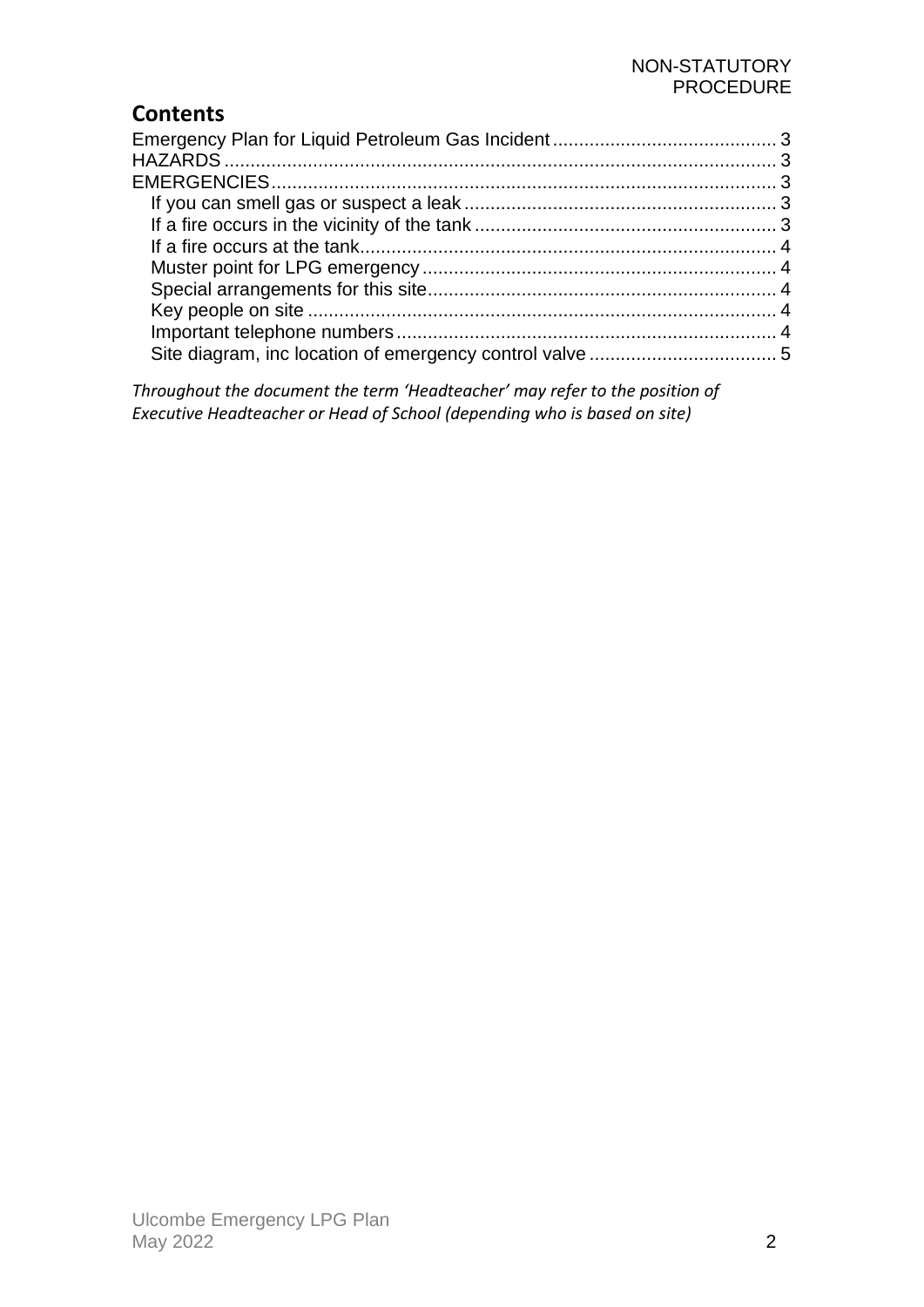## Contents

Emergency Plan for Liquid Petroleum Gas Incident ........................................... 3
HAZARDS ......................................................................................................... 3
EMERGENCIES ................................................................................................. 3
- If you can smell gas or suspect a leak ............................................................ 3
- If a fire occurs in the vicinity of the tank .......................................................... 3
- If a fire occurs at the tank................................................................................ 4
- Muster point for LPG emergency .................................................................... 4
- Special arrangements for this site ................................................................... 4
- Key people on site .......................................................................................... 4
- Important telephone numbers ......................................................................... 4
- Site diagram, inc location of emergency control valve .................................... 5

*Throughout the document the term 'Headteacher' may refer to the position of Executive Headteacher or Head of School (depending who is based on site)*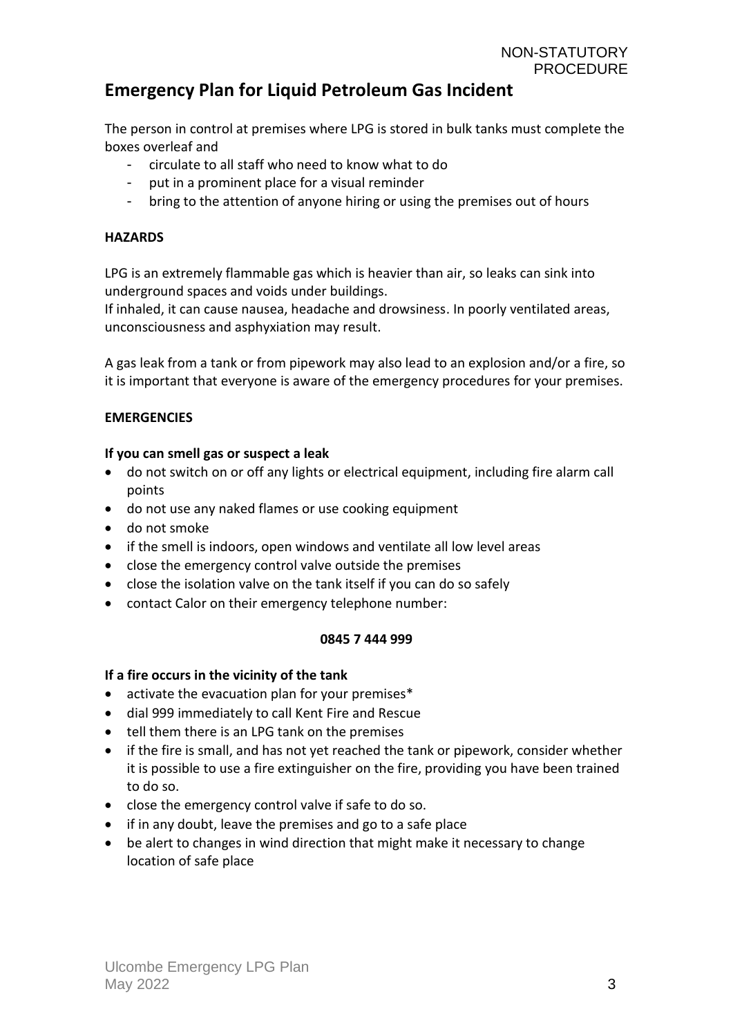NON-STATUTORY PROCEDURE

# Emergency Plan for Liquid Petroleum Gas Incident

The person in control at premises where LPG is stored in bulk tanks must complete the boxes overleaf and

- circulate to all staff who need to know what to do
- put in a prominent place for a visual reminder
- bring to the attention of anyone hiring or using the premises out of hours

**HAZARDS**

LPG is an extremely flammable gas which is heavier than air, so leaks can sink into underground spaces and voids under buildings.
If inhaled, it can cause nausea, headache and drowsiness. In poorly ventilated areas, unconsciousness and asphyxiation may result.

A gas leak from a tank or from pipework may also lead to an explosion and/or a fire, so it is important that everyone is aware of the emergency procedures for your premises.

**EMERGENCIES**

**If you can smell gas or suspect a leak**

- do not switch on or off any lights or electrical equipment, including fire alarm call points
- do not use any naked flames or use cooking equipment
- do not smoke
- if the smell is indoors, open windows and ventilate all low level areas
- close the emergency control valve outside the premises
- close the isolation valve on the tank itself if you can do so safely
- contact Calor on their emergency telephone number:

**0845 7 444 999**

**If a fire occurs in the vicinity of the tank**

- activate the evacuation plan for your premises*
- dial 999 immediately to call Kent Fire and Rescue
- tell them there is an LPG tank on the premises
- if the fire is small, and has not yet reached the tank or pipework, consider whether it is possible to use a fire extinguisher on the fire, providing you have been trained to do so.
- close the emergency control valve if safe to do so.
- if in any doubt, leave the premises and go to a safe place
- be alert to changes in wind direction that might make it necessary to change location of safe place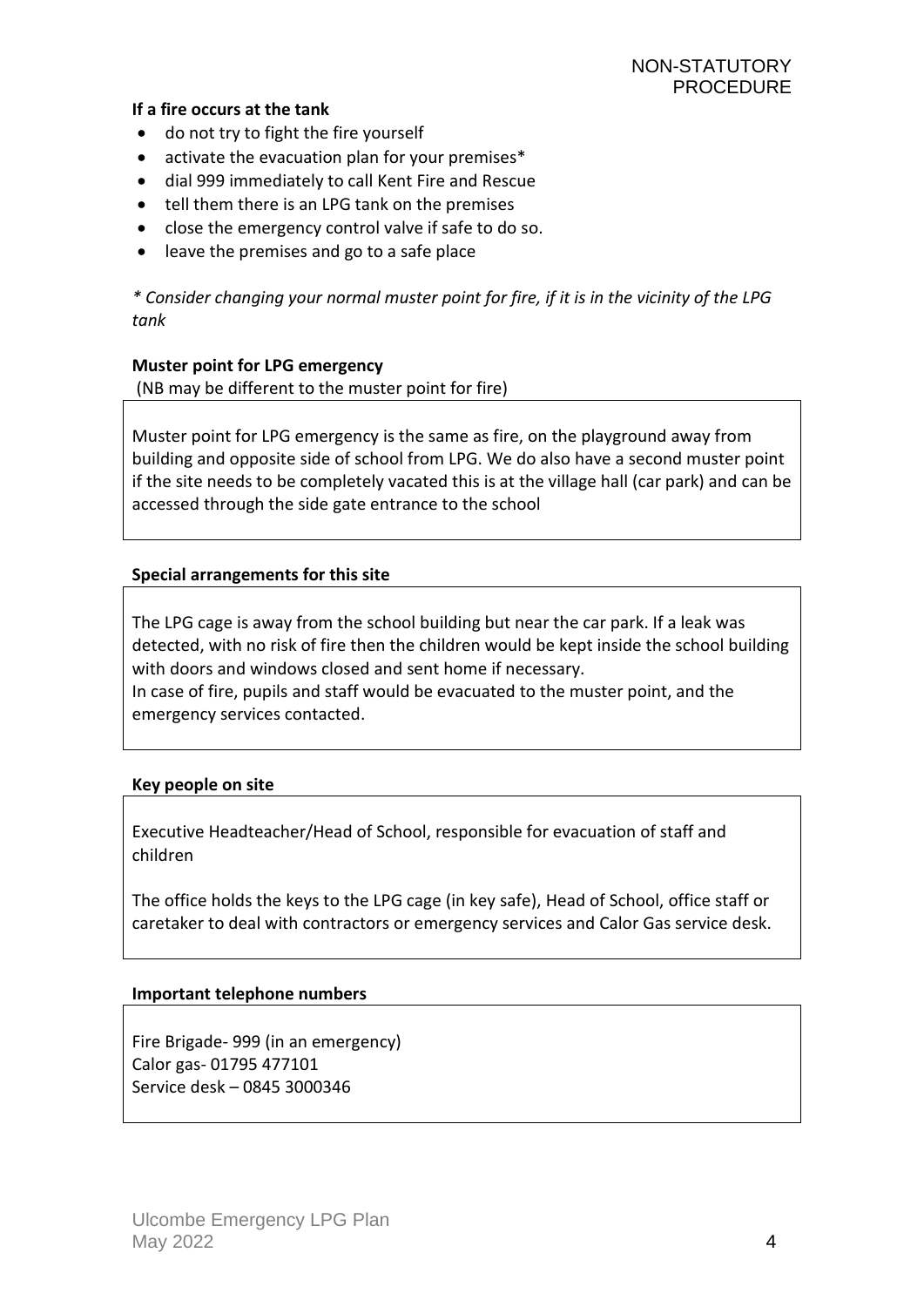NON-STATUTORY PROCEDURE

**If a fire occurs at the tank**

- do not try to fight the fire yourself
- activate the evacuation plan for your premises*
- dial 999 immediately to call Kent Fire and Rescue
- tell them there is an LPG tank on the premises
- close the emergency control valve if safe to do so.
- leave the premises and go to a safe place

*\* Consider changing your normal muster point for fire, if it is in the vicinity of the LPG tank*

**Muster point for LPG emergency**

(NB may be different to the muster point for fire)

Muster point for LPG emergency is the same as fire, on the playground away from building and opposite side of school from LPG. We do also have a second muster point if the site needs to be completely vacated this is at the village hall (car park) and can be accessed through the side gate entrance to the school

**Special arrangements for this site**

The LPG cage is away from the school building but near the car park. If a leak was detected, with no risk of fire then the children would be kept inside the school building with doors and windows closed and sent home if necessary.
In case of fire, pupils and staff would be evacuated to the muster point, and the emergency services contacted.

**Key people on site**

Executive Headteacher/Head of School, responsible for evacuation of staff and children

The office holds the keys to the LPG cage (in key safe), Head of School, office staff or caretaker to deal with contractors or emergency services and Calor Gas service desk.

**Important telephone numbers**

Fire Brigade- 999 (in an emergency)
Calor gas- 01795 477101
Service desk – 0845 3000346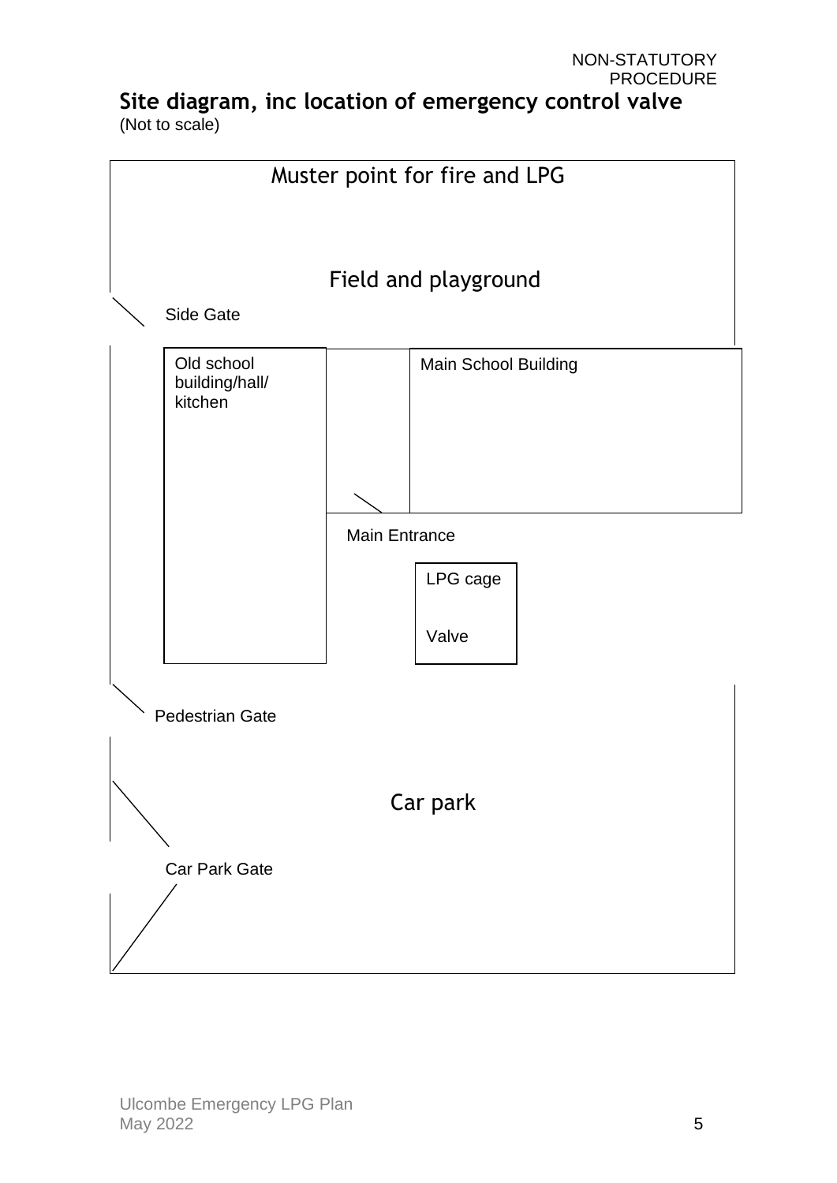NON-STATUTORY PROCEDURE

## Site diagram, inc location of emergency control valve

(Not to scale)

Muster point for fire and LPG

Field and playground

Side Gate

Old school building/hall/ kitchen

Main School Building

Main Entrance

LPG cage

Valve

Pedestrian Gate

Car park

Car Park Gate

Ulcombe Emergency LPG Plan
May 2022